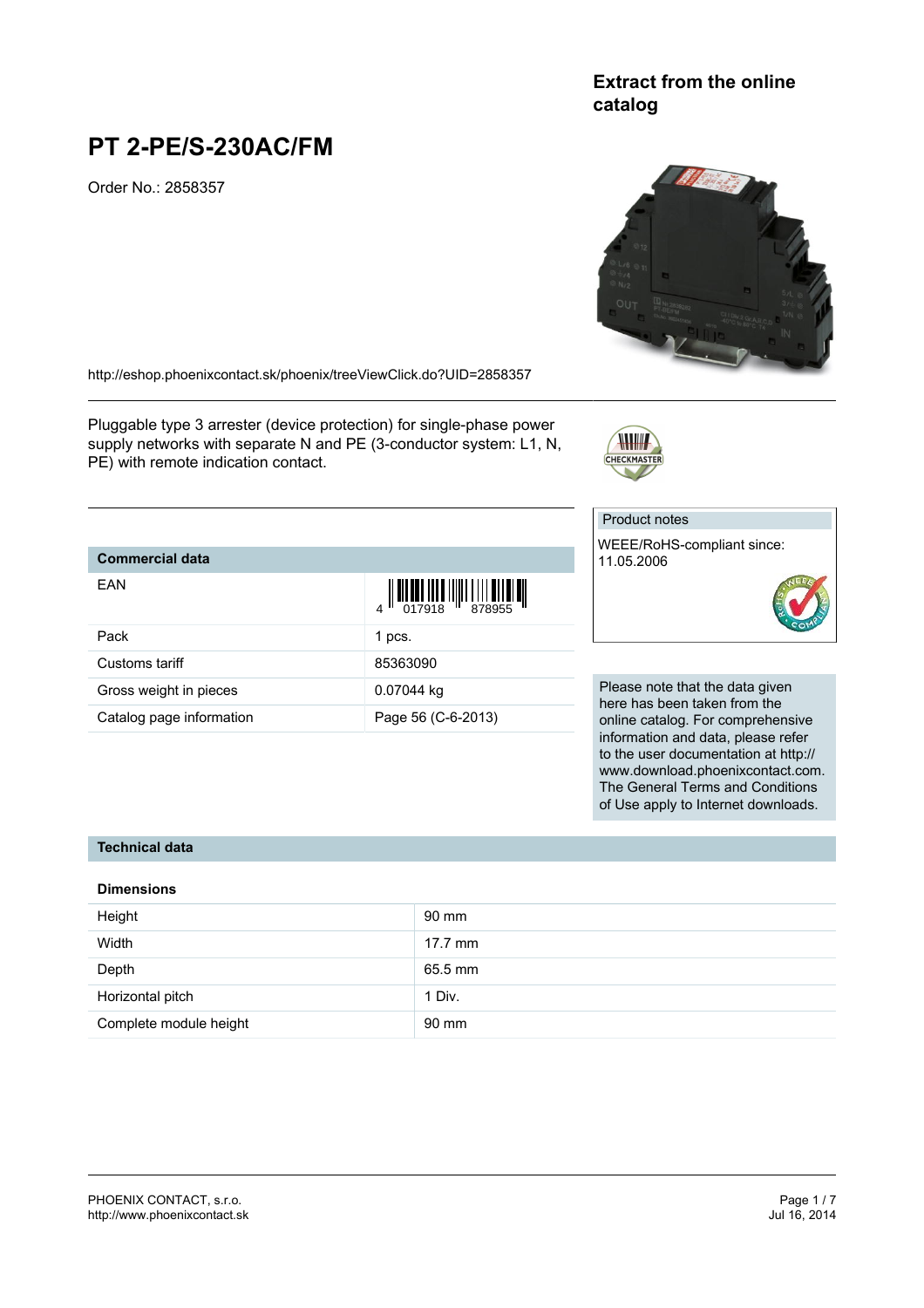**Extract from the online catalog**

# PT 2-PE/S-230AC/FM

Order No.: 2858357

http://eshop.phoenixcontact.sk/phoenix/treeViewClick.do?UID=2858357

Pluggable type 3 arrester (device protection) for single-phase power supply networks with separate N and PE (3-conductor system: L1, N, PE) with remote indication contact.

| Commercial data | |
|---|---|
| EAN | 4 017918 878955 |
| Pack | 1 pcs. |
| Customs tariff | 85363090 |
| Gross weight in pieces | 0.07044 kg |
| Catalog page information | Page 56 (C-6-2013) |

Product notes

WEEE/RoHS-compliant since: 11.05.2006

Please note that the data given here has been taken from the online catalog. For comprehensive information and data, please refer to the user documentation at http://www.download.phoenixcontact.com. The General Terms and Conditions of Use apply to Internet downloads.

## Technical data

### Dimensions

| | |
|---|---|
| Height | 90 mm |
| Width | 17.7 mm |
| Depth | 65.5 mm |
| Horizontal pitch | 1 Div. |
| Complete module height | 90 mm |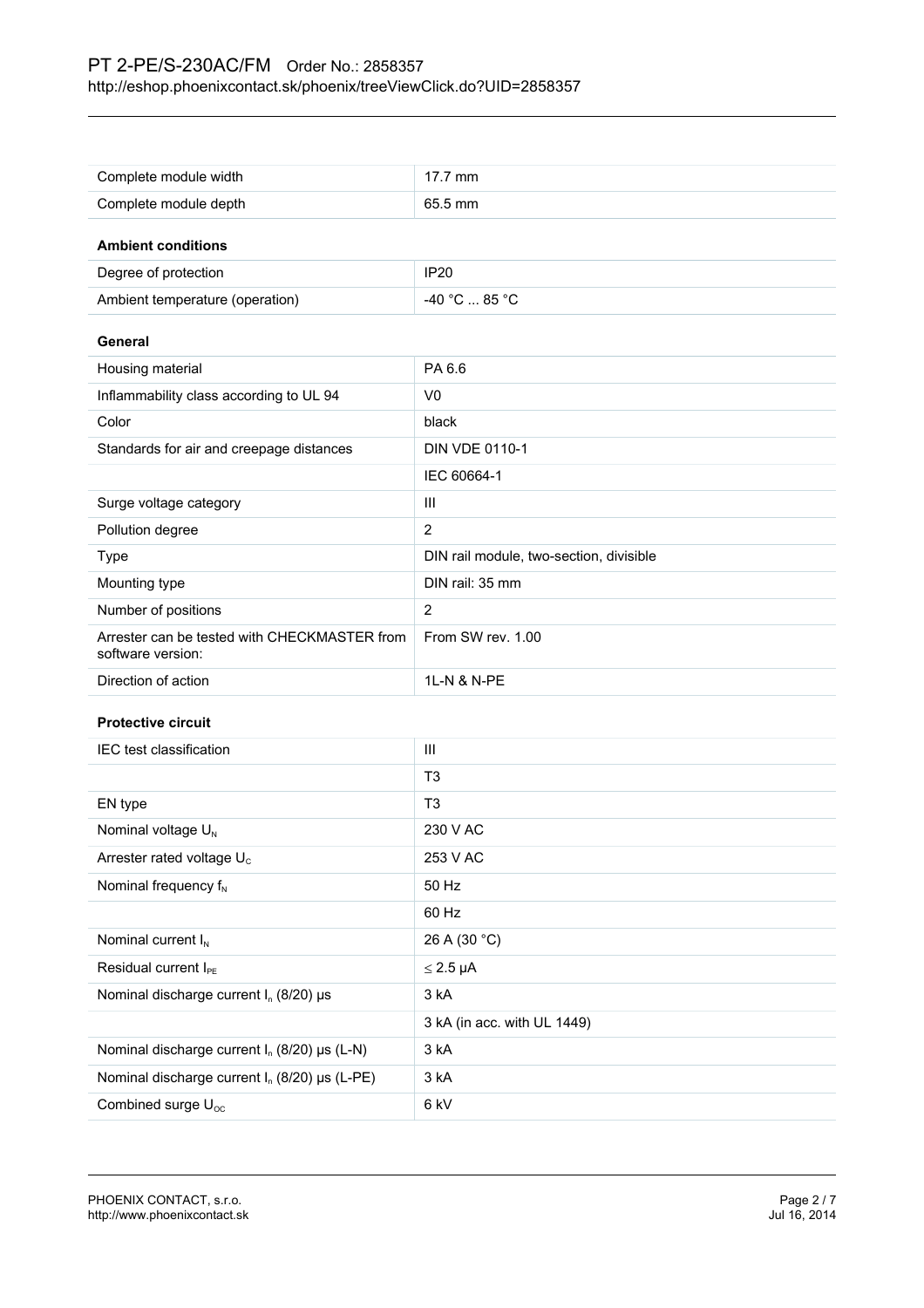| | |
|---|---|
| Complete module width | 17.7 mm |
| Complete module depth | 65.5 mm |

**Ambient conditions**

| | |
|---|---|
| Degree of protection | IP20 |
| Ambient temperature (operation) | -40 °C ... 85 °C |

**General**

| | |
|---|---|
| Housing material | PA 6.6 |
| Inflammability class according to UL 94 | V0 |
| Color | black |
| Standards for air and creepage distances | DIN VDE 0110-1 |
| | IEC 60664-1 |
| Surge voltage category | III |
| Pollution degree | 2 |
| Type | DIN rail module, two-section, divisible |
| Mounting type | DIN rail: 35 mm |
| Number of positions | 2 |
| Arrester can be tested with CHECKMASTER from software version: | From SW rev. 1.00 |
| Direction of action | 1L-N & N-PE |

**Protective circuit**

| | |
|---|---|
| IEC test classification | III |
| | T3 |
| EN type | T3 |
| Nominal voltage $U_N$ | 230 V AC |
| Arrester rated voltage $U_C$ | 253 V AC |
| Nominal frequency $f_N$ | 50 Hz |
| | 60 Hz |
| Nominal current $I_N$ | 26 A (30 °C) |
| Residual current $I_{PE}$ | ≤ 2.5 µA |
| Nominal discharge current $I_n$ (8/20) µs | 3 kA |
| | 3 kA (in acc. with UL 1449) |
| Nominal discharge current $I_n$ (8/20) µs (L-N) | 3 kA |
| Nominal discharge current $I_n$ (8/20) µs (L-PE) | 3 kA |
| Combined surge $U_{OC}$ | 6 kV |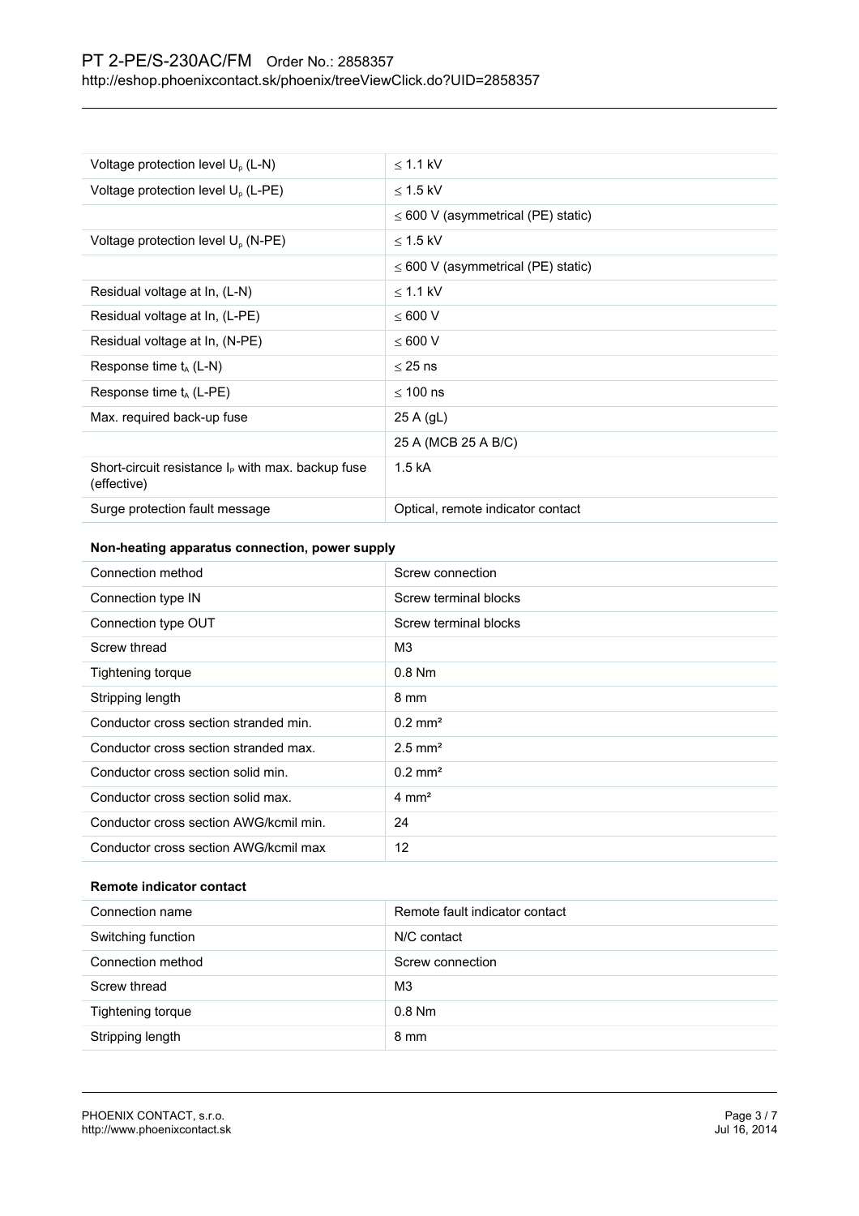| | |
|---|---|
| Voltage protection level $U_p$ (L-N) | ≤ 1.1 kV |
| Voltage protection level $U_p$ (L-PE) | ≤ 1.5 kV |
| | ≤ 600 V (asymmetrical (PE) static) |
| Voltage protection level $U_p$ (N-PE) | ≤ 1.5 kV |
| | ≤ 600 V (asymmetrical (PE) static) |
| Residual voltage at In, (L-N) | ≤ 1.1 kV |
| Residual voltage at In, (L-PE) | ≤ 600 V |
| Residual voltage at In, (N-PE) | ≤ 600 V |
| Response time $t_A$ (L-N) | ≤ 25 ns |
| Response time $t_A$ (L-PE) | ≤ 100 ns |
| Max. required back-up fuse | 25 A (gL) |
| | 25 A (MCB 25 A B/C) |
| Short-circuit resistance $I_P$ with max. backup fuse (effective) | 1.5 kA |
| Surge protection fault message | Optical, remote indicator contact |

### Non-heating apparatus connection, power supply

| | |
|---|---|
| Connection method | Screw connection |
| Connection type IN | Screw terminal blocks |
| Connection type OUT | Screw terminal blocks |
| Screw thread | M3 |
| Tightening torque | 0.8 Nm |
| Stripping length | 8 mm |
| Conductor cross section stranded min. | 0.2 mm² |
| Conductor cross section stranded max. | 2.5 mm² |
| Conductor cross section solid min. | 0.2 mm² |
| Conductor cross section solid max. | 4 mm² |
| Conductor cross section AWG/kcmil min. | 24 |
| Conductor cross section AWG/kcmil max | 12 |

### Remote indicator contact

| | |
|---|---|
| Connection name | Remote fault indicator contact |
| Switching function | N/C contact |
| Connection method | Screw connection |
| Screw thread | M3 |
| Tightening torque | 0.8 Nm |
| Stripping length | 8 mm |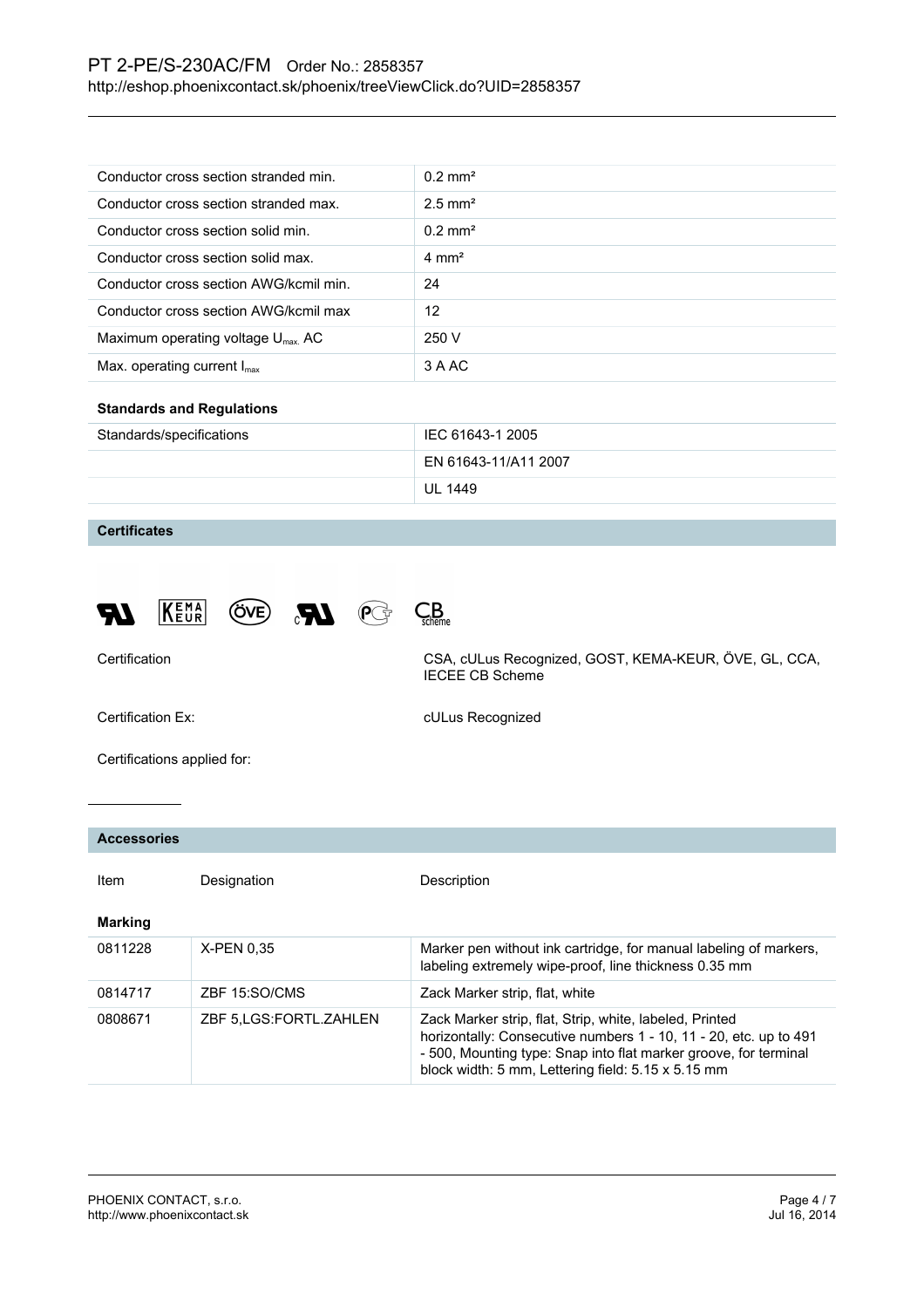| | |
|---|---|
| Conductor cross section stranded min. | 0.2 mm² |
| Conductor cross section stranded max. | 2.5 mm² |
| Conductor cross section solid min. | 0.2 mm² |
| Conductor cross section solid max. | 4 mm² |
| Conductor cross section AWG/kcmil min. | 24 |
| Conductor cross section AWG/kcmil max | 12 |
| Maximum operating voltage $U_{max.}$ AC | 250 V |
| Max. operating current $I_{max}$ | 3 A AC |

**Standards and Regulations**

| | |
|---|---|
| Standards/specifications | IEC 61643-1 2005 |
| | EN 61643-11/A11 2007 |
| | UL 1449 |

## Certificates

| | |
|---|---|
| Certification | CSA, cULus Recognized, GOST, KEMA-KEUR, ÖVE, GL, CCA, IECEE CB Scheme |
| Certification Ex: | cULus Recognized |
| Certifications applied for: | |

## Accessories

| Item | Designation | Description |
|---|---|---|
| **Marking** | | |
| 0811228 | X-PEN 0,35 | Marker pen without ink cartridge, for manual labeling of markers, labeling extremely wipe-proof, line thickness 0.35 mm |
| 0814717 | ZBF 15:SO/CMS | Zack Marker strip, flat, white |
| 0808671 | ZBF 5,LGS:FORTL.ZAHLEN | Zack Marker strip, flat, Strip, white, labeled, Printed horizontally: Consecutive numbers 1 - 10, 11 - 20, etc. up to 491 - 500, Mounting type: Snap into flat marker groove, for terminal block width: 5 mm, Lettering field: 5.15 x 5.15 mm |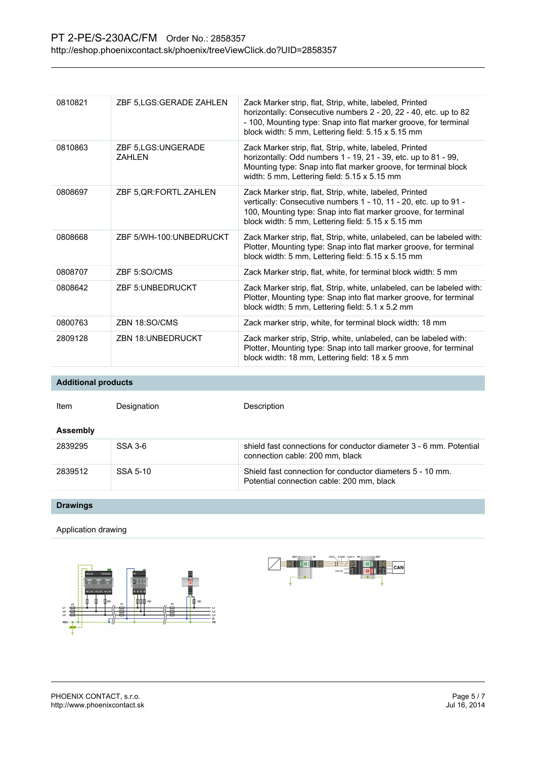| | | |
|---|---|---|
| 0810821 | ZBF 5,LGS:GERADE ZAHLEN | Zack Marker strip, flat, Strip, white, labeled, Printed horizontally: Consecutive numbers 2 - 20, 22 - 40, etc. up to 82 - 100, Mounting type: Snap into flat marker groove, for terminal block width: 5 mm, Lettering field: 5.15 x 5.15 mm |
| 0810863 | ZBF 5,LGS:UNGERADE ZAHLEN | Zack Marker strip, flat, Strip, white, labeled, Printed horizontally: Odd numbers 1 - 19, 21 - 39, etc. up to 81 - 99, Mounting type: Snap into flat marker groove, for terminal block width: 5 mm, Lettering field: 5.15 x 5.15 mm |
| 0808697 | ZBF 5,QR:FORTL.ZAHLEN | Zack Marker strip, flat, Strip, white, labeled, Printed vertically: Consecutive numbers 1 - 10, 11 - 20, etc. up to 91 - 100, Mounting type: Snap into flat marker groove, for terminal block width: 5 mm, Lettering field: 5.15 x 5.15 mm |
| 0808668 | ZBF 5/WH-100:UNBEDRUCKT | Zack Marker strip, flat, Strip, white, unlabeled, can be labeled with: Plotter, Mounting type: Snap into flat marker groove, for terminal block width: 5 mm, Lettering field: 5.15 x 5.15 mm |
| 0808707 | ZBF 5:SO/CMS | Zack Marker strip, flat, white, for terminal block width: 5 mm |
| 0808642 | ZBF 5:UNBEDRUCKT | Zack Marker strip, flat, Strip, white, unlabeled, can be labeled with: Plotter, Mounting type: Snap into flat marker groove, for terminal block width: 5 mm, Lettering field: 5.1 x 5.2 mm |
| 0800763 | ZBN 18:SO/CMS | Zack marker strip, white, for terminal block width: 18 mm |
| 2809128 | ZBN 18:UNBEDRUCKT | Zack marker strip, Strip, white, unlabeled, can be labeled with: Plotter, Mounting type: Snap into tall marker groove, for terminal block width: 18 mm, Lettering field: 18 x 5 mm |

## Additional products

| Item | Designation | Description |
|---|---|---|
| **Assembly** | | |
| 2839295 | SSA 3-6 | shield fast connections for conductor diameter 3 - 6 mm. Potential connection cable: 200 mm, black |
| 2839512 | SSA 5-10 | Shield fast connection for conductor diameters 5 - 10 mm. Potential connection cable: 200 mm, black |

## Drawings

Application drawing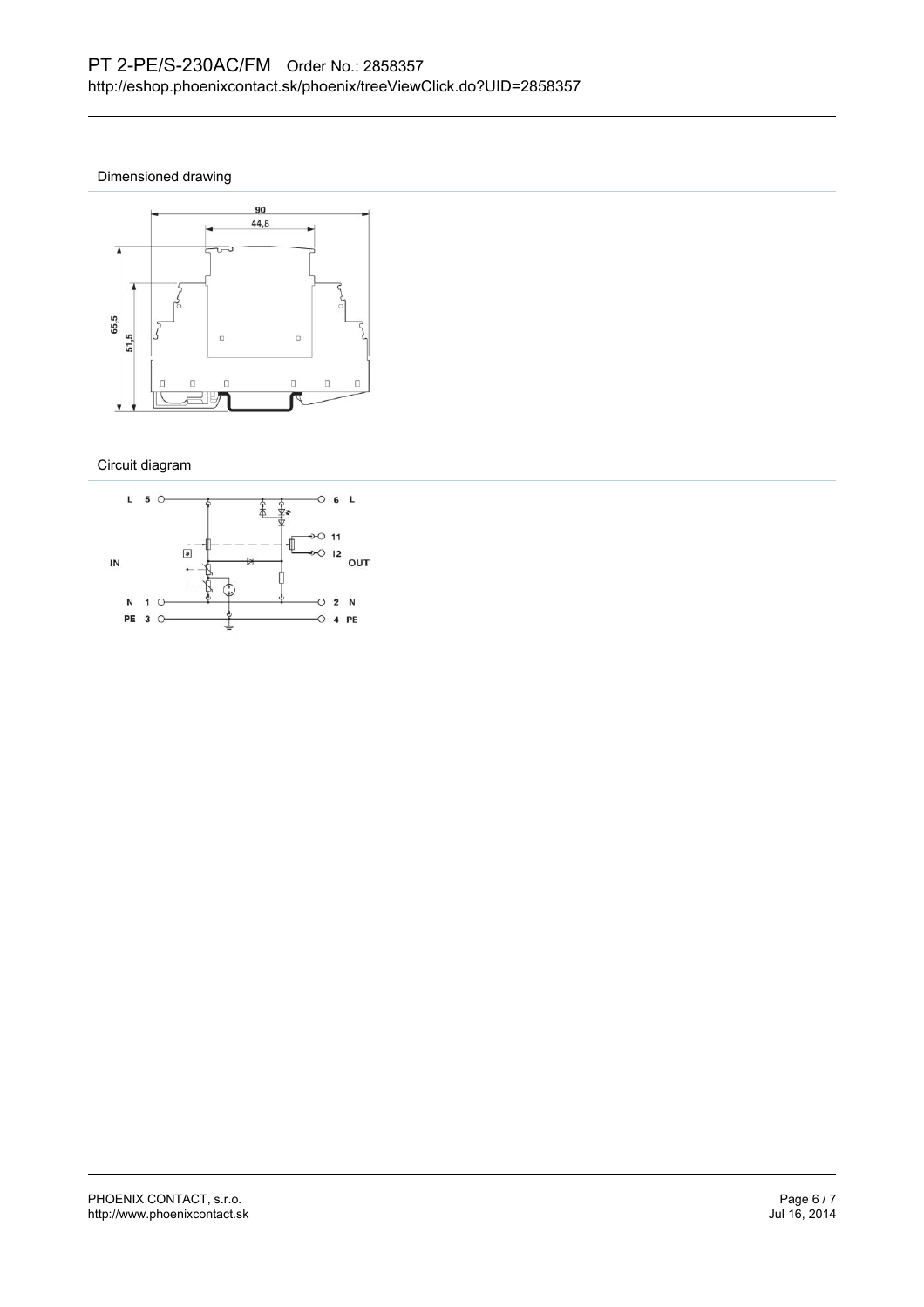## Dimensioned drawing

## Circuit diagram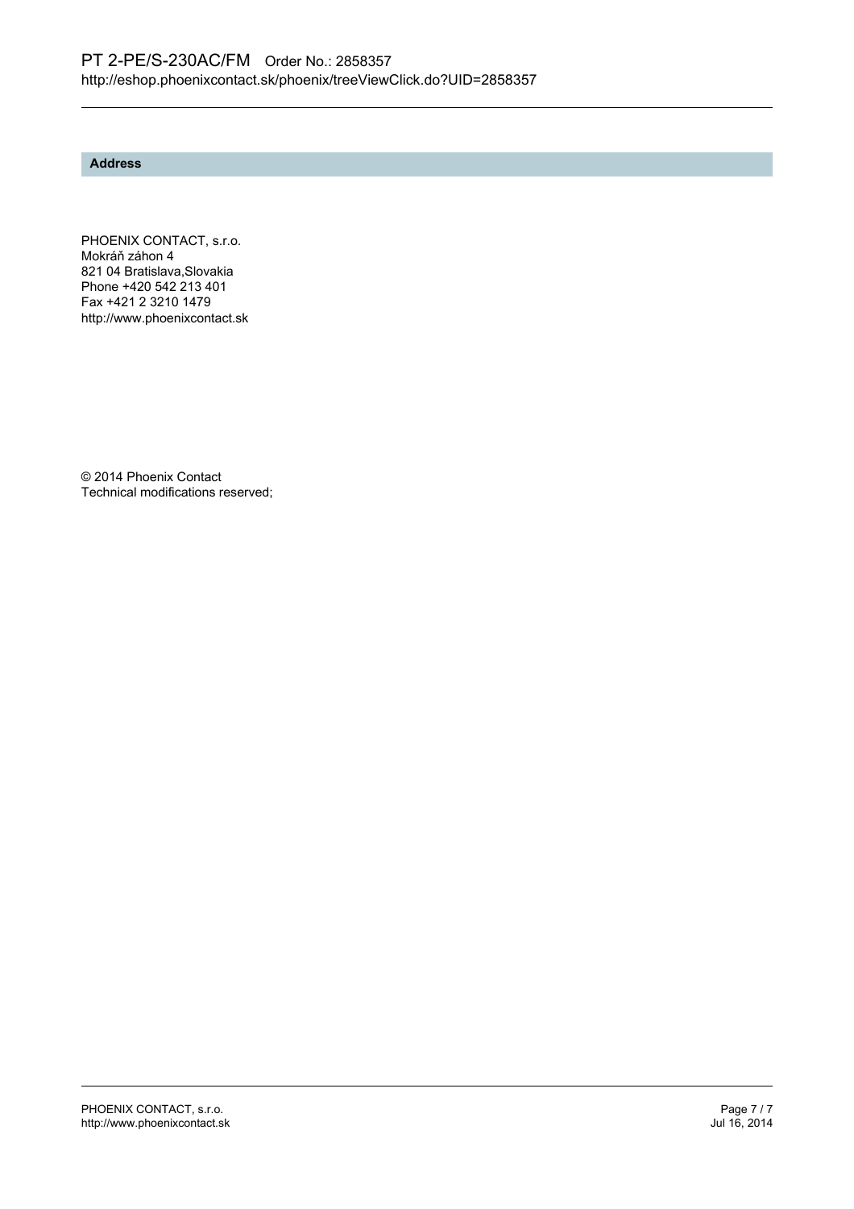## Address

PHOENIX CONTACT, s.r.o.
Mokráň záhon 4
821 04 Bratislava,Slovakia
Phone +420 542 213 401
Fax +421 2 3210 1479
http://www.phoenixcontact.sk

© 2014 Phoenix Contact
Technical modifications reserved;